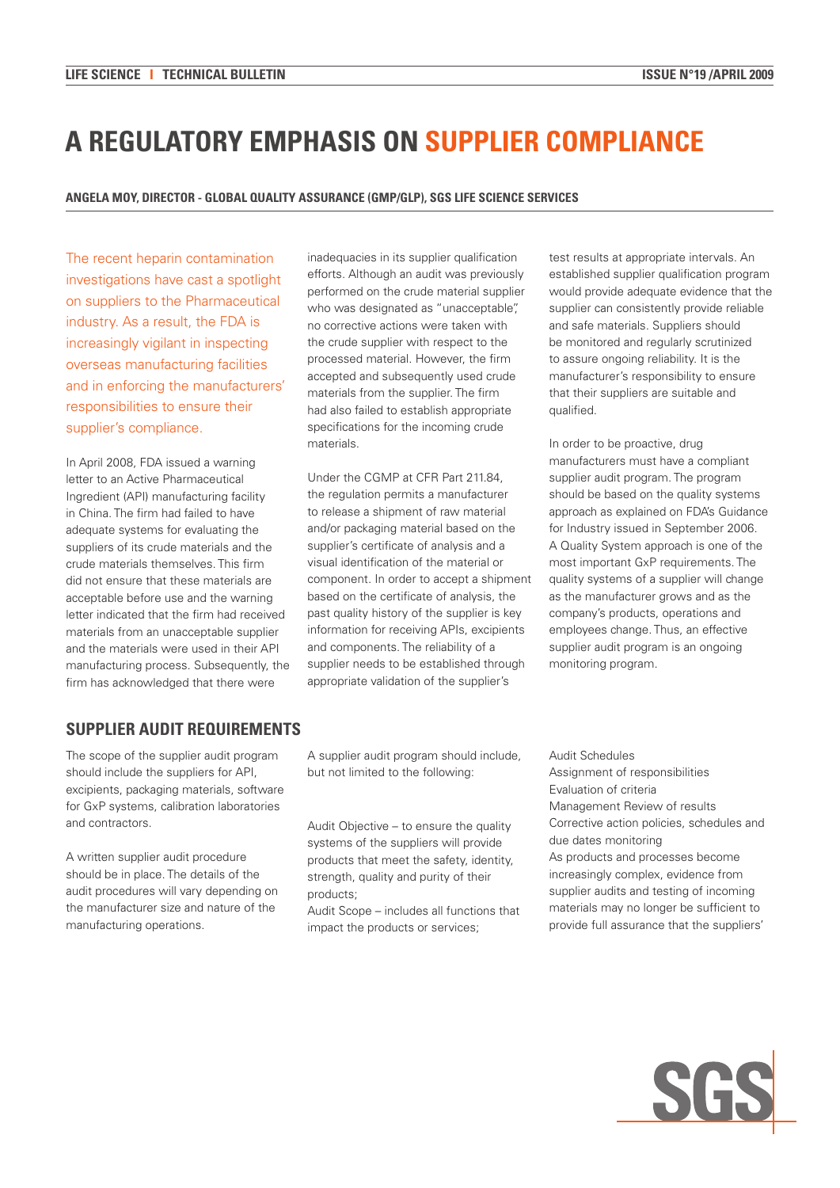# A REGULATORY EMPHASIS ON SUPPLIER COMPLIANCE

**ANGELA MOY, DIRECTOR - GLOBAL QUALITY ASSURANCE (GMP/GLP), SGS LIFE SCIENCE SERVICES**

The recent heparin contamination investigations have cast a spotlight on suppliers to the Pharmaceutical industry. As a result, the FDA is increasingly vigilant in inspecting overseas manufacturing facilities and in enforcing the manufacturers' responsibilities to ensure their supplier's compliance.

In April 2008, FDA issued a warning letter to an Active Pharmaceutical Ingredient (API) manufacturing facility in China. The firm had failed to have adequate systems for evaluating the suppliers of its crude materials and the crude materials themselves. This firm did not ensure that these materials are acceptable before use and the warning letter indicated that the firm had received materials from an unacceptable supplier and the materials were used in their API manufacturing process. Subsequently, the firm has acknowledged that there were inadequacies in its supplier qualification efforts. Although an audit was previously performed on the crude material supplier who was designated as "unacceptable", no corrective actions were taken with the crude supplier with respect to the processed material. However, the firm accepted and subsequently used crude materials from the supplier. The firm had also failed to establish appropriate specifications for the incoming crude materials.

Under the CGMP at CFR Part 211.84, the regulation permits a manufacturer to release a shipment of raw material and/or packaging material based on the supplier's certificate of analysis and a visual identification of the material or component. In order to accept a shipment based on the certificate of analysis, the past quality history of the supplier is key information for receiving APIs, excipients and components. The reliability of a supplier needs to be established through appropriate validation of the supplier's test results at appropriate intervals. An established supplier qualification program would provide adequate evidence that the supplier can consistently provide reliable and safe materials. Suppliers should be monitored and regularly scrutinized to assure ongoing reliability. It is the manufacturer's responsibility to ensure that their suppliers are suitable and qualified.

In order to be proactive, drug manufacturers must have a compliant supplier audit program. The program should be based on the quality systems approach as explained on FDA's Guidance for Industry issued in September 2006. A Quality System approach is one of the most important GxP requirements. The quality systems of a supplier will change as the manufacturer grows and as the company's products, operations and employees change. Thus, an effective supplier audit program is an ongoing monitoring program.

## SUPPLIER AUDIT REQUIREMENTS

The scope of the supplier audit program should include the suppliers for API, excipients, packaging materials, software for GxP systems, calibration laboratories and contractors.

A written supplier audit procedure should be in place. The details of the audit procedures will vary depending on the manufacturer size and nature of the manufacturing operations.

A supplier audit program should include, but not limited to the following:

Audit Objective – to ensure the quality systems of the suppliers will provide products that meet the safety, identity, strength, quality and purity of their products;
Audit Scope – includes all functions that impact the products or services;
Audit Schedules
Assignment of responsibilities
Evaluation of criteria
Management Review of results
Corrective action policies, schedules and due dates monitoring
As products and processes become increasingly complex, evidence from supplier audits and testing of incoming materials may no longer be sufficient to provide full assurance that the suppliers'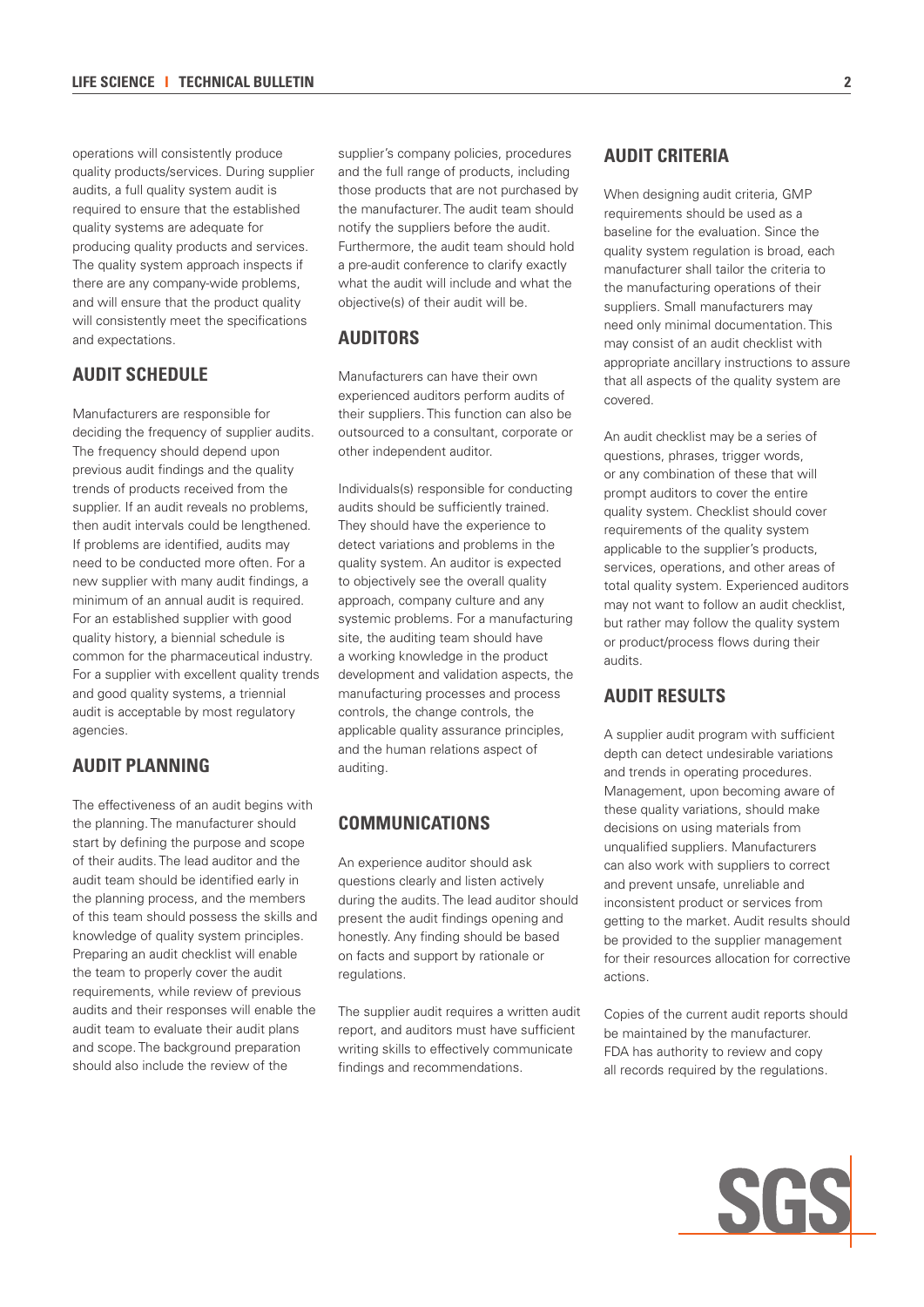operations will consistently produce quality products/services. During supplier audits, a full quality system audit is required to ensure that the established quality systems are adequate for producing quality products and services. The quality system approach inspects if there are any company-wide problems, and will ensure that the product quality will consistently meet the specifications and expectations.

## AUDIT SCHEDULE

Manufacturers are responsible for deciding the frequency of supplier audits. The frequency should depend upon previous audit findings and the quality trends of products received from the supplier. If an audit reveals no problems, then audit intervals could be lengthened. If problems are identified, audits may need to be conducted more often. For a new supplier with many audit findings, a minimum of an annual audit is required. For an established supplier with good quality history, a biennial schedule is common for the pharmaceutical industry. For a supplier with excellent quality trends and good quality systems, a triennial audit is acceptable by most regulatory agencies.

## AUDIT PLANNING

The effectiveness of an audit begins with the planning. The manufacturer should start by defining the purpose and scope of their audits. The lead auditor and the audit team should be identified early in the planning process, and the members of this team should possess the skills and knowledge of quality system principles. Preparing an audit checklist will enable the team to properly cover the audit requirements, while review of previous audits and their responses will enable the audit team to evaluate their audit plans and scope. The background preparation should also include the review of the supplier's company policies, procedures and the full range of products, including those products that are not purchased by the manufacturer. The audit team should notify the suppliers before the audit. Furthermore, the audit team should hold a pre-audit conference to clarify exactly what the audit will include and what the objective(s) of their audit will be.

## AUDITORS

Manufacturers can have their own experienced auditors perform audits of their suppliers. This function can also be outsourced to a consultant, corporate or other independent auditor.

Individuals(s) responsible for conducting audits should be sufficiently trained. They should have the experience to detect variations and problems in the quality system. An auditor is expected to objectively see the overall quality approach, company culture and any systemic problems. For a manufacturing site, the auditing team should have a working knowledge in the product development and validation aspects, the manufacturing processes and process controls, the change controls, the applicable quality assurance principles, and the human relations aspect of auditing.

## COMMUNICATIONS

An experience auditor should ask questions clearly and listen actively during the audits. The lead auditor should present the audit findings opening and honestly. Any finding should be based on facts and support by rationale or regulations.

The supplier audit requires a written audit report, and auditors must have sufficient writing skills to effectively communicate findings and recommendations.

## AUDIT CRITERIA

When designing audit criteria, GMP requirements should be used as a baseline for the evaluation. Since the quality system regulation is broad, each manufacturer shall tailor the criteria to the manufacturing operations of their suppliers. Small manufacturers may need only minimal documentation. This may consist of an audit checklist with appropriate ancillary instructions to assure that all aspects of the quality system are covered.

An audit checklist may be a series of questions, phrases, trigger words, or any combination of these that will prompt auditors to cover the entire quality system. Checklist should cover requirements of the quality system applicable to the supplier's products, services, operations, and other areas of total quality system. Experienced auditors may not want to follow an audit checklist, but rather may follow the quality system or product/process flows during their audits.

## AUDIT RESULTS

A supplier audit program with sufficient depth can detect undesirable variations and trends in operating procedures. Management, upon becoming aware of these quality variations, should make decisions on using materials from unqualified suppliers. Manufacturers can also work with suppliers to correct and prevent unsafe, unreliable and inconsistent product or services from getting to the market. Audit results should be provided to the supplier management for their resources allocation for corrective actions.

Copies of the current audit reports should be maintained by the manufacturer. FDA has authority to review and copy all records required by the regulations.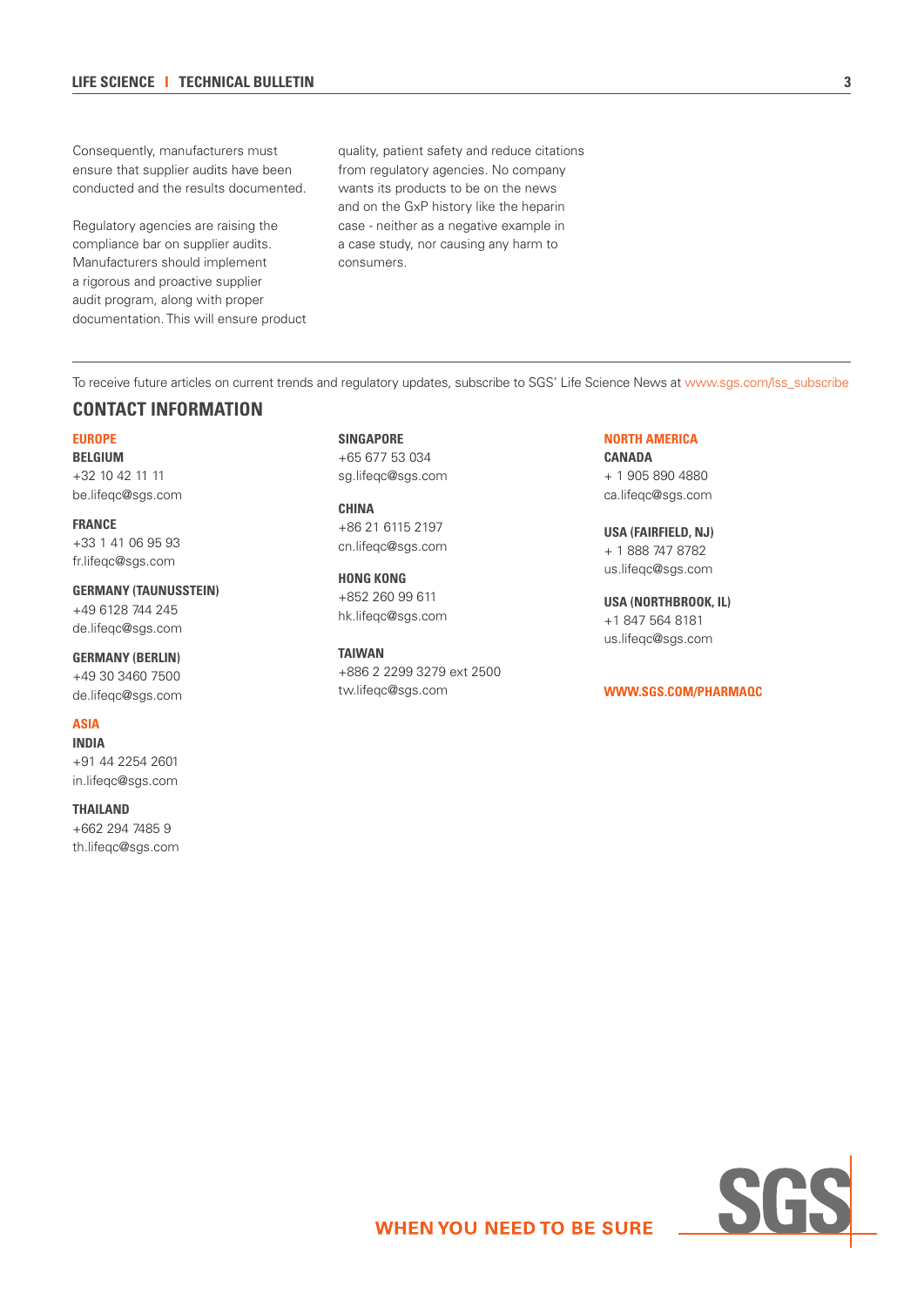Consequently, manufacturers must ensure that supplier audits have been conducted and the results documented.

Regulatory agencies are raising the compliance bar on supplier audits. Manufacturers should implement a rigorous and proactive supplier audit program, along with proper documentation. This will ensure product quality, patient safety and reduce citations from regulatory agencies. No company wants its products to be on the news and on the GxP history like the heparin case - neither as a negative example in a case study, nor causing any harm to consumers.

---

To receive future articles on current trends and regulatory updates, subscribe to SGS' Life Science News at www.sgs.com/lss_subscribe

## CONTACT INFORMATION

### EUROPE

**BELGIUM**
+32 10 42 11 11
be.lifeqc@sgs.com

**FRANCE**
+33 1 41 06 95 93
fr.lifeqc@sgs.com

**GERMANY (TAUNUSSTEIN)**
+49 6128 744 245
de.lifeqc@sgs.com

**GERMANY (BERLIN)**
+49 30 3460 7500
de.lifeqc@sgs.com

### ASIA

**INDIA**
+91 44 2254 2601
in.lifeqc@sgs.com

**THAILAND**
+662 294 7485 9
th.lifeqc@sgs.com

**SINGAPORE**
+65 677 53 034
sg.lifeqc@sgs.com

**CHINA**
+86 21 6115 2197
cn.lifeqc@sgs.com

**HONG KONG**
+852 260 99 611
hk.lifeqc@sgs.com

**TAIWAN**
+886 2 2299 3279 ext 2500
tw.lifeqc@sgs.com

### NORTH AMERICA

**CANADA**
+ 1 905 890 4880
ca.lifeqc@sgs.com

**USA (FAIRFIELD, NJ)**
+ 1 888 747 8782
us.lifeqc@sgs.com

**USA (NORTHBROOK, IL)**
+1 847 564 8181
us.lifeqc@sgs.com

**WWW.SGS.COM/PHARMAQC**

WHEN YOU NEED TO BE SURE

SGS